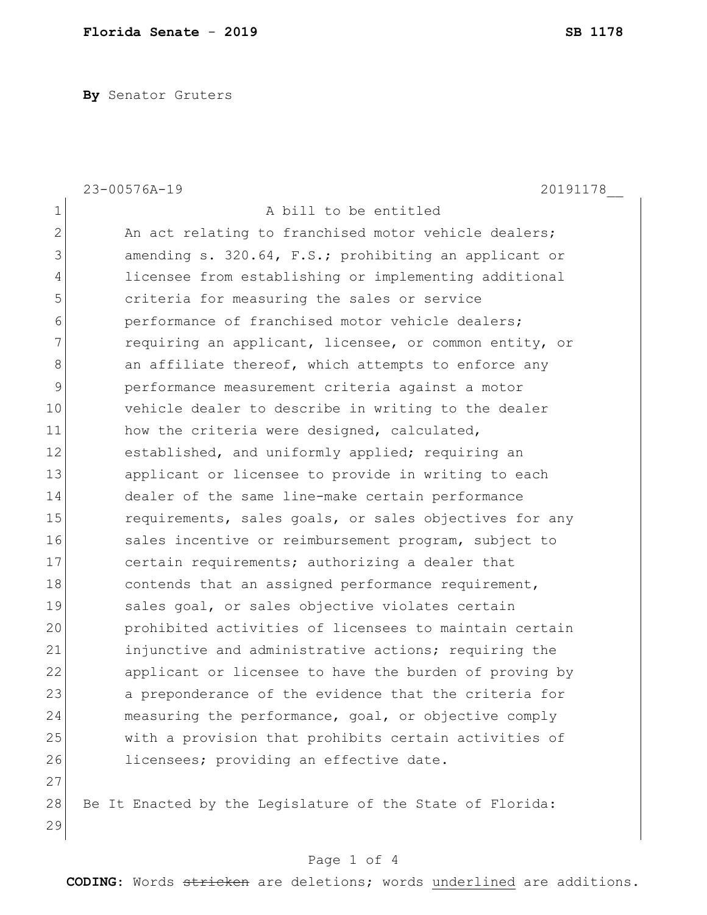**Florida Senate - 2019** **SB 1178**

**By** Senator Gruters

23-00576A-19 20191178__

A bill to be entitled

An act relating to franchised motor vehicle dealers; amending s. 320.64, F.S.; prohibiting an applicant or licensee from establishing or implementing additional criteria for measuring the sales or service performance of franchised motor vehicle dealers; requiring an applicant, licensee, or common entity, or an affiliate thereof, which attempts to enforce any performance measurement criteria against a motor vehicle dealer to describe in writing to the dealer how the criteria were designed, calculated, established, and uniformly applied; requiring an applicant or licensee to provide in writing to each dealer of the same line-make certain performance requirements, sales goals, or sales objectives for any sales incentive or reimbursement program, subject to certain requirements; authorizing a dealer that contends that an assigned performance requirement, sales goal, or sales objective violates certain prohibited activities of licensees to maintain certain injunctive and administrative actions; requiring the applicant or licensee to have the burden of proving by a preponderance of the evidence that the criteria for measuring the performance, goal, or objective comply with a provision that prohibits certain activities of licensees; providing an effective date.

Be It Enacted by the Legislature of the State of Florida:

**CODING:** Words ~~stricken~~ are deletions; words <u>underlined</u> are additions.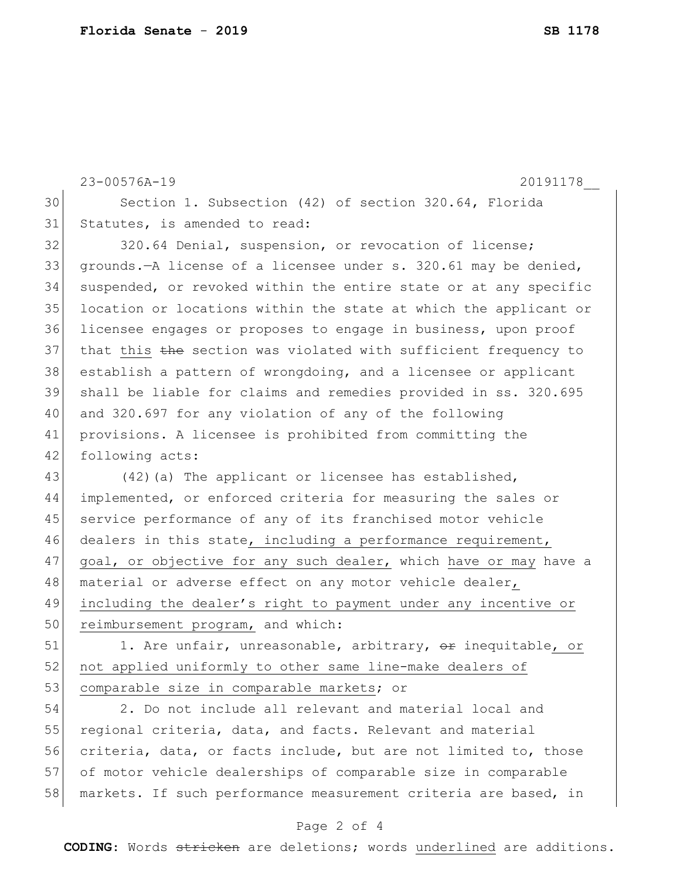Section 1. Subsection (42) of section 320.64, Florida Statutes, is amended to read:

320.64 Denial, suspension, or revocation of license; grounds.—A license of a licensee under s. 320.61 may be denied, suspended, or revoked within the entire state or at any specific location or locations within the state at which the applicant or licensee engages or proposes to engage in business, upon proof that this ~~the~~ section was violated with sufficient frequency to establish a pattern of wrongdoing, and a licensee or applicant shall be liable for claims and remedies provided in ss. 320.695 and 320.697 for any violation of any of the following provisions. A licensee is prohibited from committing the following acts:

(42)(a) The applicant or licensee has established, implemented, or enforced criteria for measuring the sales or service performance of any of its franchised motor vehicle dealers in this state, including a performance requirement, goal, or objective for any such dealer, which have or may have a material or adverse effect on any motor vehicle dealer, including the dealer's right to payment under any incentive or reimbursement program, and which:

1. Are unfair, unreasonable, arbitrary, ~~or~~ inequitable, or not applied uniformly to other same line-make dealers of comparable size in comparable markets; or

2. Do not include all relevant and material local and regional criteria, data, and facts. Relevant and material criteria, data, or facts include, but are not limited to, those of motor vehicle dealerships of comparable size in comparable markets. If such performance measurement criteria are based, in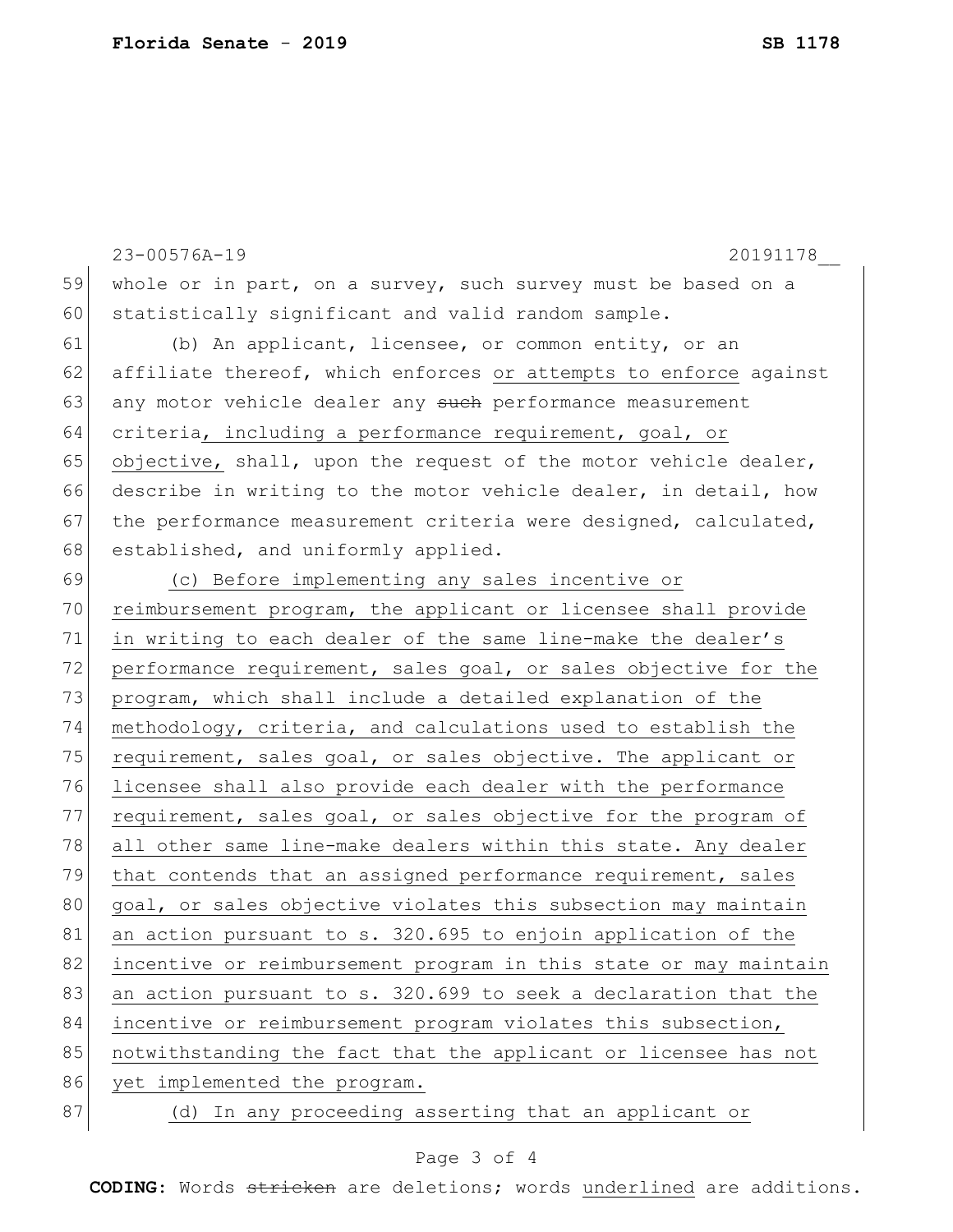whole or in part, on a survey, such survey must be based on a statistically significant and valid random sample.

(b) An applicant, licensee, or common entity, or an affiliate thereof, which enforces <u>or attempts to enforce</u> against any motor vehicle dealer any ~~such~~ performance measurement criteria<u>, including a performance requirement, goal, or objective,</u> shall, upon the request of the motor vehicle dealer, describe in writing to the motor vehicle dealer, in detail, how the performance measurement criteria were designed, calculated, established, and uniformly applied.

<u>(c) Before implementing any sales incentive or reimbursement program, the applicant or licensee shall provide in writing to each dealer of the same line-make the dealer's performance requirement, sales goal, or sales objective for the program, which shall include a detailed explanation of the methodology, criteria, and calculations used to establish the requirement, sales goal, or sales objective. The applicant or licensee shall also provide each dealer with the performance requirement, sales goal, or sales objective for the program of all other same line-make dealers within this state. Any dealer that contends that an assigned performance requirement, sales goal, or sales objective violates this subsection may maintain an action pursuant to s. 320.695 to enjoin application of the incentive or reimbursement program in this state or may maintain an action pursuant to s. 320.699 to seek a declaration that the incentive or reimbursement program violates this subsection, notwithstanding the fact that the applicant or licensee has not yet implemented the program.</u>

<u>(d) In any proceeding asserting that an applicant or</u>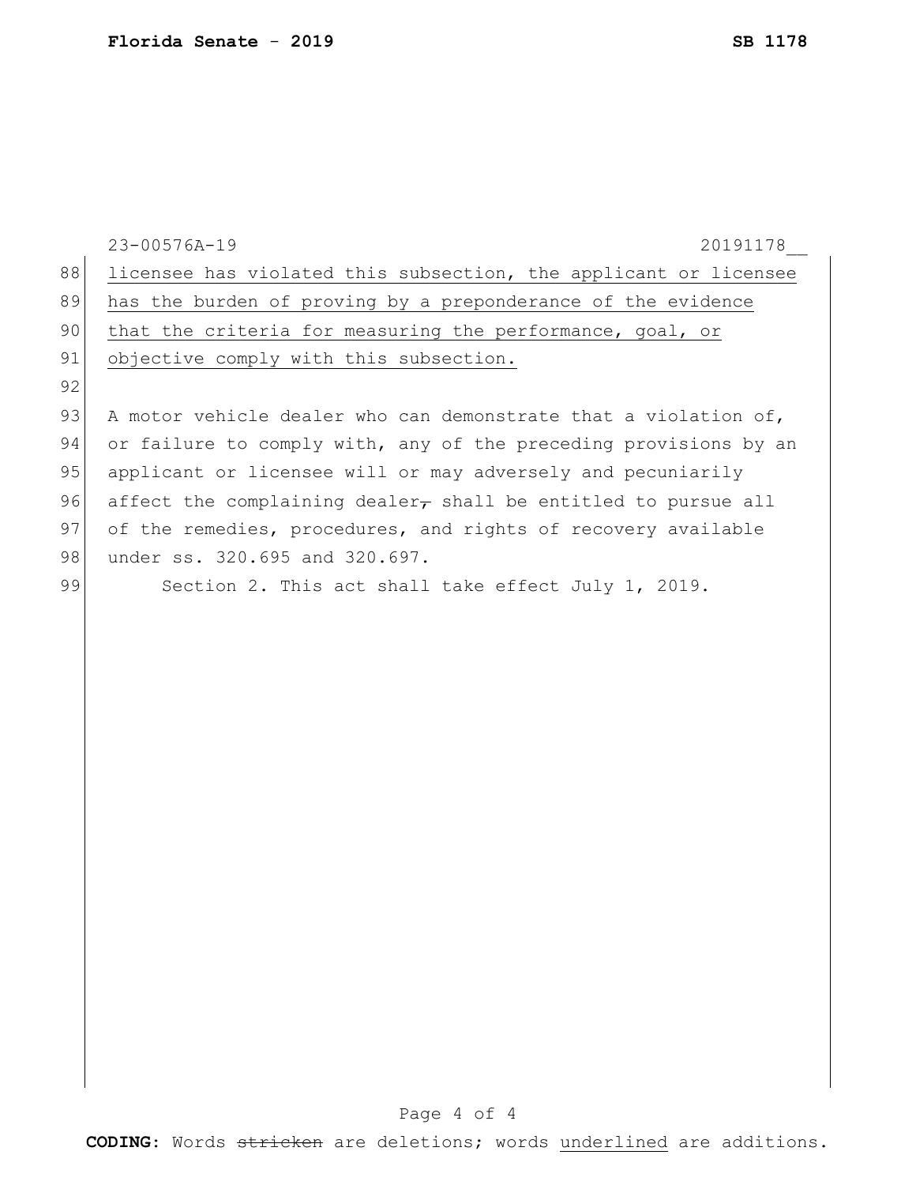23-00576A-19 20191178__

88 licensee has violated this subsection, the applicant or licensee
89 has the burden of proving by a preponderance of the evidence
90 that the criteria for measuring the performance, goal, or
91 objective comply with this subsection.
92
93 A motor vehicle dealer who can demonstrate that a violation of,
94 or failure to comply with, any of the preceding provisions by an
95 applicant or licensee will or may adversely and pecuniarily
96 affect the complaining dealer~~,~~ shall be entitled to pursue all
97 of the remedies, procedures, and rights of recovery available
98 under ss. 320.695 and 320.697.
99 Section 2. This act shall take effect July 1, 2019.

**CODING:** Words ~~stricken~~ are deletions; words underlined are additions.